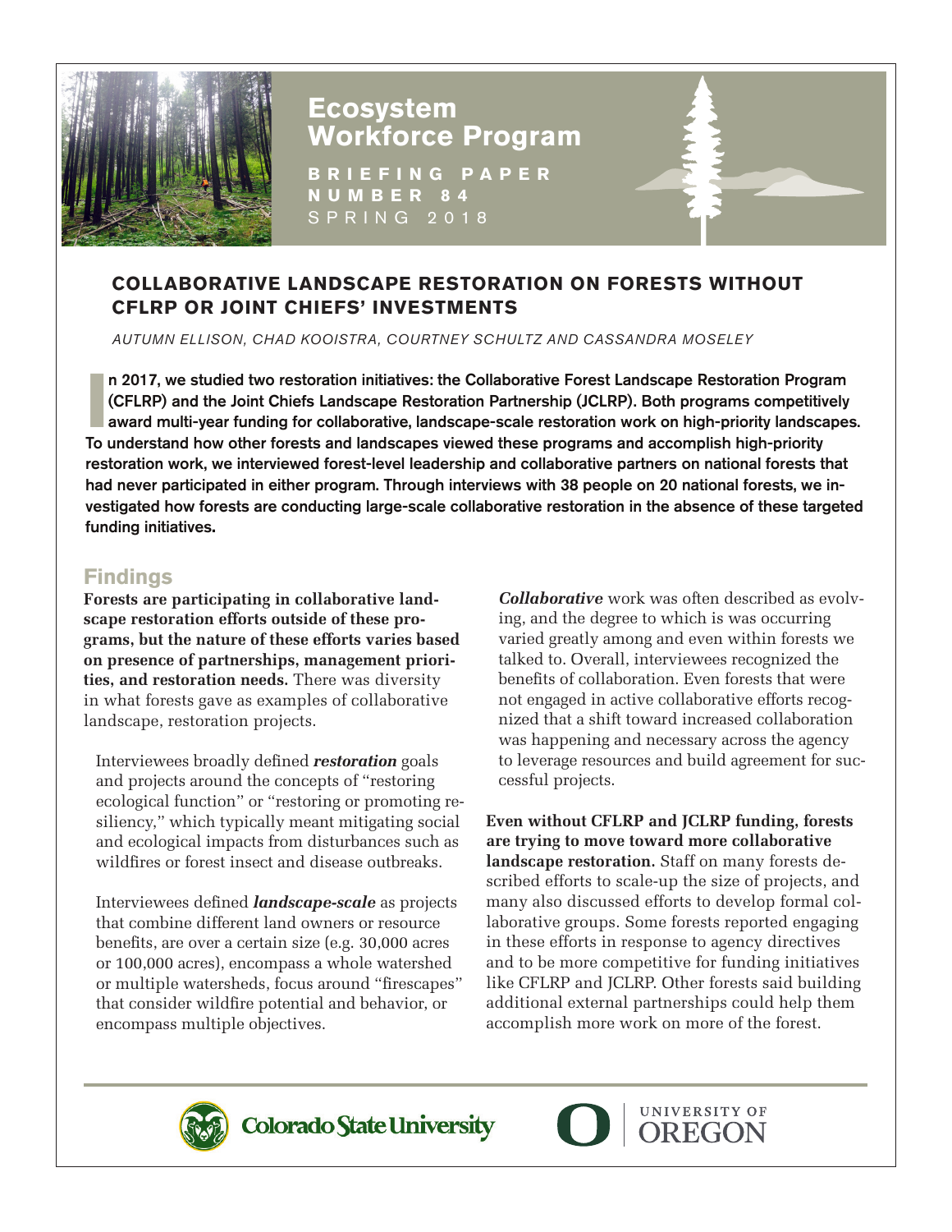# Ecosystem Workforce Program

**BRIEFING PAPER NUMBER 84**
SPRING 2018

## COLLABORATIVE LANDSCAPE RESTORATION ON FORESTS WITHOUT CFLRP OR JOINT CHIEFS' INVESTMENTS

*AUTUMN ELLISON, CHAD KOOISTRA, COURTNEY SCHULTZ AND CASSANDRA MOSELEY*

**In 2017, we studied two restoration initiatives: the Collaborative Forest Landscape Restoration Program (CFLRP) and the Joint Chiefs Landscape Restoration Partnership (JCLRP). Both programs competitively award multi-year funding for collaborative, landscape-scale restoration work on high-priority landscapes. To understand how other forests and landscapes viewed these programs and accomplish high-priority restoration work, we interviewed forest-level leadership and collaborative partners on national forests that had never participated in either program. Through interviews with 38 people on 20 national forests, we investigated how forests are conducting large-scale collaborative restoration in the absence of these targeted funding initiatives.**

## Findings

**Forests are participating in collaborative landscape restoration efforts outside of these programs, but the nature of these efforts varies based on presence of partnerships, management priorities, and restoration needs.** There was diversity in what forests gave as examples of collaborative landscape, restoration projects.

Interviewees broadly defined ***restoration*** goals and projects around the concepts of "restoring ecological function" or "restoring or promoting resiliency," which typically meant mitigating social and ecological impacts from disturbances such as wildfires or forest insect and disease outbreaks.

Interviewees defined ***landscape-scale*** as projects that combine different land owners or resource benefits, are over a certain size (e.g. 30,000 acres or 100,000 acres), encompass a whole watershed or multiple watersheds, focus around "firescapes" that consider wildfire potential and behavior, or encompass multiple objectives.

***Collaborative*** work was often described as evolving, and the degree to which is was occurring varied greatly among and even within forests we talked to. Overall, interviewees recognized the benefits of collaboration. Even forests that were not engaged in active collaborative efforts recognized that a shift toward increased collaboration was happening and necessary across the agency to leverage resources and build agreement for successful projects.

**Even without CFLRP and JCLRP funding, forests are trying to move toward more collaborative landscape restoration.** Staff on many forests described efforts to scale-up the size of projects, and many also discussed efforts to develop formal collaborative groups. Some forests reported engaging in these efforts in response to agency directives and to be more competitive for funding initiatives like CFLRP and JCLRP. Other forests said building additional external partnerships could help them accomplish more work on more of the forest.

Colorado State University | UNIVERSITY OF OREGON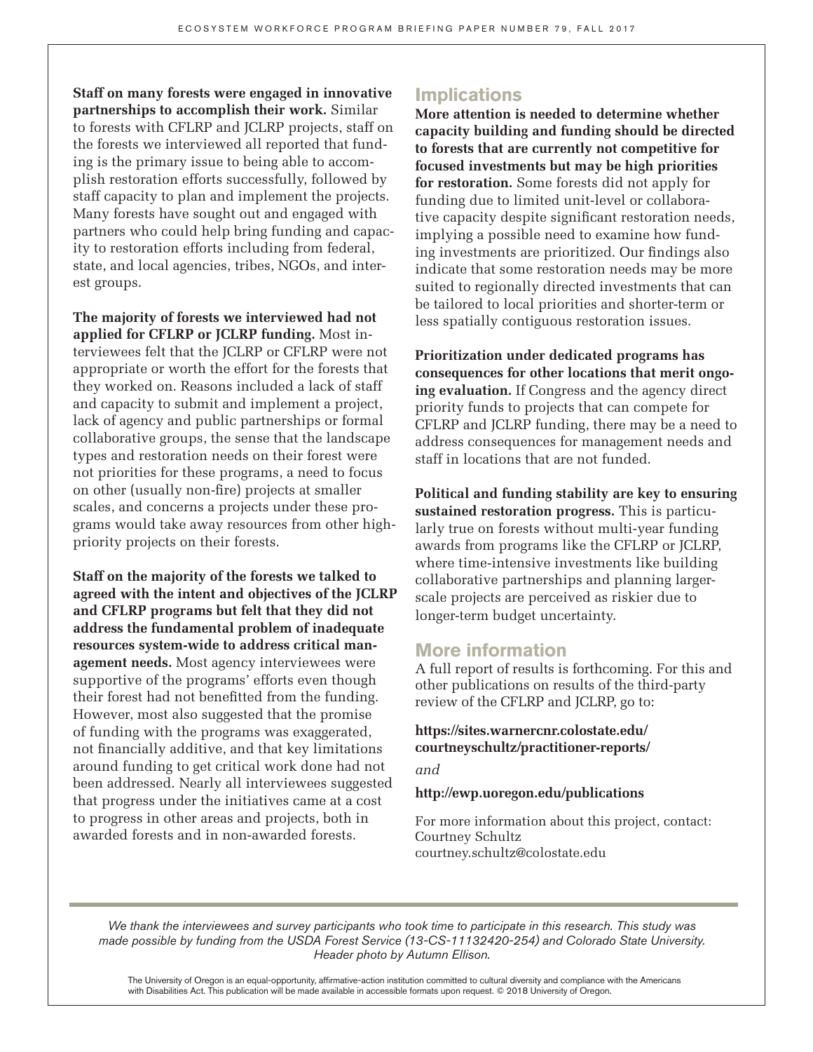**Staff on many forests were engaged in innovative partnerships to accomplish their work.** Similar to forests with CFLRP and JCLRP projects, staff on the forests we interviewed all reported that funding is the primary issue to being able to accomplish restoration efforts successfully, followed by staff capacity to plan and implement the projects. Many forests have sought out and engaged with partners who could help bring funding and capacity to restoration efforts including from federal, state, and local agencies, tribes, NGOs, and interest groups.

**The majority of forests we interviewed had not applied for CFLRP or JCLRP funding.** Most interviewees felt that the JCLRP or CFLRP were not appropriate or worth the effort for the forests that they worked on. Reasons included a lack of staff and capacity to submit and implement a project, lack of agency and public partnerships or formal collaborative groups, the sense that the landscape types and restoration needs on their forest were not priorities for these programs, a need to focus on other (usually non-fire) projects at smaller scales, and concerns a projects under these programs would take away resources from other high-priority projects on their forests.

**Staff on the majority of the forests we talked to agreed with the intent and objectives of the JCLRP and CFLRP programs but felt that they did not address the fundamental problem of inadequate resources system-wide to address critical management needs.** Most agency interviewees were supportive of the programs' efforts even though their forest had not benefitted from the funding. However, most also suggested that the promise of funding with the programs was exaggerated, not financially additive, and that key limitations around funding to get critical work done had not been addressed. Nearly all interviewees suggested that progress under the initiatives came at a cost to progress in other areas and projects, both in awarded forests and in non-awarded forests.

## Implications

**More attention is needed to determine whether capacity building and funding should be directed to forests that are currently not competitive for focused investments but may be high priorities for restoration.** Some forests did not apply for funding due to limited unit-level or collaborative capacity despite significant restoration needs, implying a possible need to examine how funding investments are prioritized. Our findings also indicate that some restoration needs may be more suited to regionally directed investments that can be tailored to local priorities and shorter-term or less spatially contiguous restoration issues.

**Prioritization under dedicated programs has consequences for other locations that merit ongoing evaluation.** If Congress and the agency direct priority funds to projects that can compete for CFLRP and JCLRP funding, there may be a need to address consequences for management needs and staff in locations that are not funded.

**Political and funding stability are key to ensuring sustained restoration progress.** This is particularly true on forests without multi-year funding awards from programs like the CFLRP or JCLRP, where time-intensive investments like building collaborative partnerships and planning larger-scale projects are perceived as riskier due to longer-term budget uncertainty.

## More information

A full report of results is forthcoming. For this and other publications on results of the third-party review of the CFLRP and JCLRP, go to:

**https://sites.warnercnr.colostate.edu/courtneyschultz/practitioner-reports/**

*and*

**http://ewp.uoregon.edu/publications**

For more information about this project, contact:
Courtney Schultz
courtney.schultz@colostate.edu

*We thank the interviewees and survey participants who took time to participate in this research. This study was made possible by funding from the USDA Forest Service (13-CS-11132420-254) and Colorado State University. Header photo by Autumn Ellison.*

The University of Oregon is an equal-opportunity, affirmative-action institution committed to cultural diversity and compliance with the Americans with Disabilities Act. This publication will be made available in accessible formats upon request. © 2018 University of Oregon.